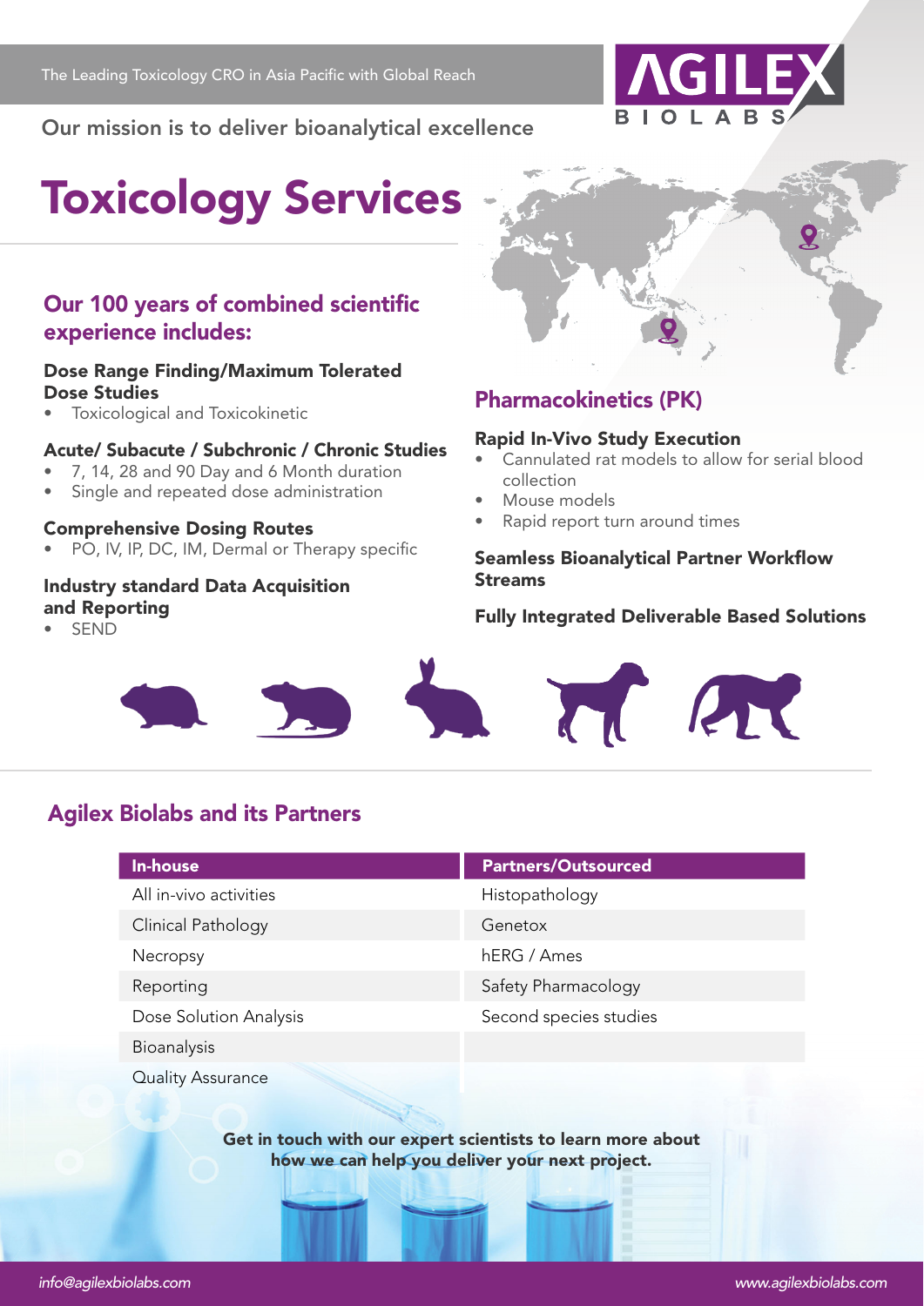The Leading Toxicology CRO in Asia Pacific with Global Reach

AGILEX BIOLABS

Our mission is to deliver bioanalytical excellence

# Toxicology Services

## Our 100 years of combined scientific experience includes:

### Dose Range Finding/Maximum Tolerated Dose Studies

- Toxicological and Toxicokinetic

### Acute/ Subacute / Subchronic / Chronic Studies

- 7, 14, 28 and 90 Day and 6 Month duration
- Single and repeated dose administration

### Comprehensive Dosing Routes

- PO, IV, IP, DC, IM, Dermal or Therapy specific

### Industry standard Data Acquisition and Reporting

- SEND

## Pharmacokinetics (PK)

### Rapid In-Vivo Study Execution

- Cannulated rat models to allow for serial blood collection
- Mouse models
- Rapid report turn around times

### Seamless Bioanalytical Partner Workflow Streams

### Fully Integrated Deliverable Based Solutions

## Agilex Biolabs and its Partners

| In-house | Partners/Outsourced |
| --- | --- |
| All in-vivo activities | Histopathology |
| Clinical Pathology | Genetox |
| Necropsy | hERG / Ames |
| Reporting | Safety Pharmacology |
| Dose Solution Analysis | Second species studies |
| Bioanalysis | |
| Quality Assurance | |

**Get in touch with our expert scientists to learn more about how we can help you deliver your next project.**

*info@agilexbiolabs.com*

*www.agilexbiolabs.com*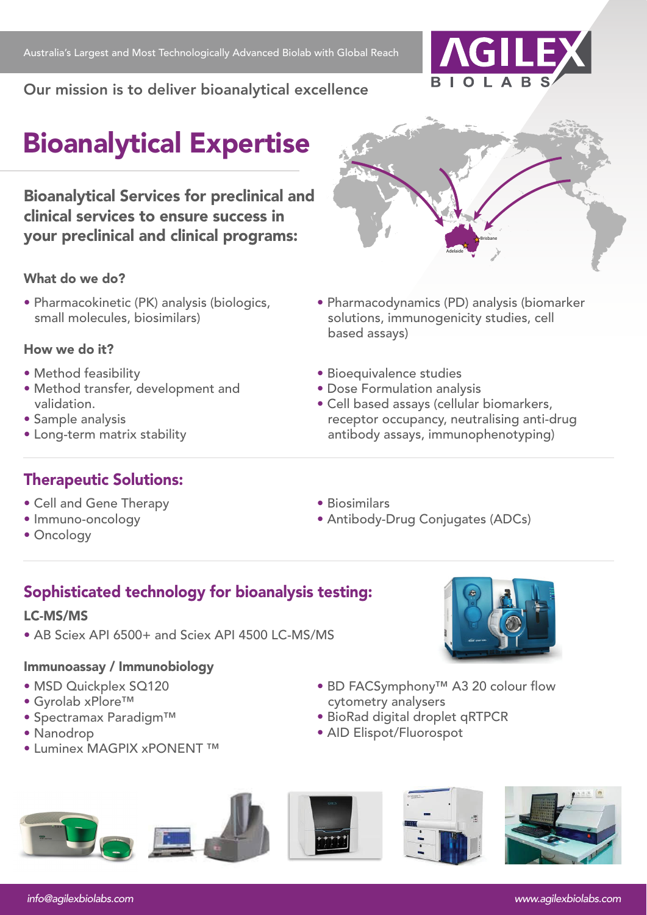Australia's Largest and Most Technologically Advanced Biolab with Global Reach

AGILEX BIOLABS

Our mission is to deliver bioanalytical excellence

# Bioanalytical Expertise

## Bioanalytical Services for preclinical and clinical services to ensure success in your preclinical and clinical programs:

Brisbane

Adelaide

### What do we do?

- Pharmacokinetic (PK) analysis (biologics, small molecules, biosimilars)
- Pharmacodynamics (PD) analysis (biomarker solutions, immunogenicity studies, cell based assays)

### How we do it?

- Method feasibility
- Method transfer, development and validation.
- Sample analysis
- Long-term matrix stability
- Bioequivalence studies
- Dose Formulation analysis
- Cell based assays (cellular biomarkers, receptor occupancy, neutralising anti-drug antibody assays, immunophenotyping)

## Therapeutic Solutions:

- Cell and Gene Therapy
- Immuno-oncology
- Oncology
- Biosimilars
- Antibody-Drug Conjugates (ADCs)

## Sophisticated technology for bioanalysis testing:

### LC-MS/MS

- AB Sciex API 6500+ and Sciex API 4500 LC-MS/MS

### Immunoassay / Immunobiology

- MSD Quickplex SQ120
- Gyrolab xPlore™
- Spectramax Paradigm™
- Nanodrop
- Luminex MAGPIX xPONENT ™
- BD FACSymphony™ A3 20 colour flow cytometry analysers
- BioRad digital droplet qRTPCR
- AID Elispot/Fluorospot

*info@agilexbiolabs.com*

*www.agilexbiolabs.com*